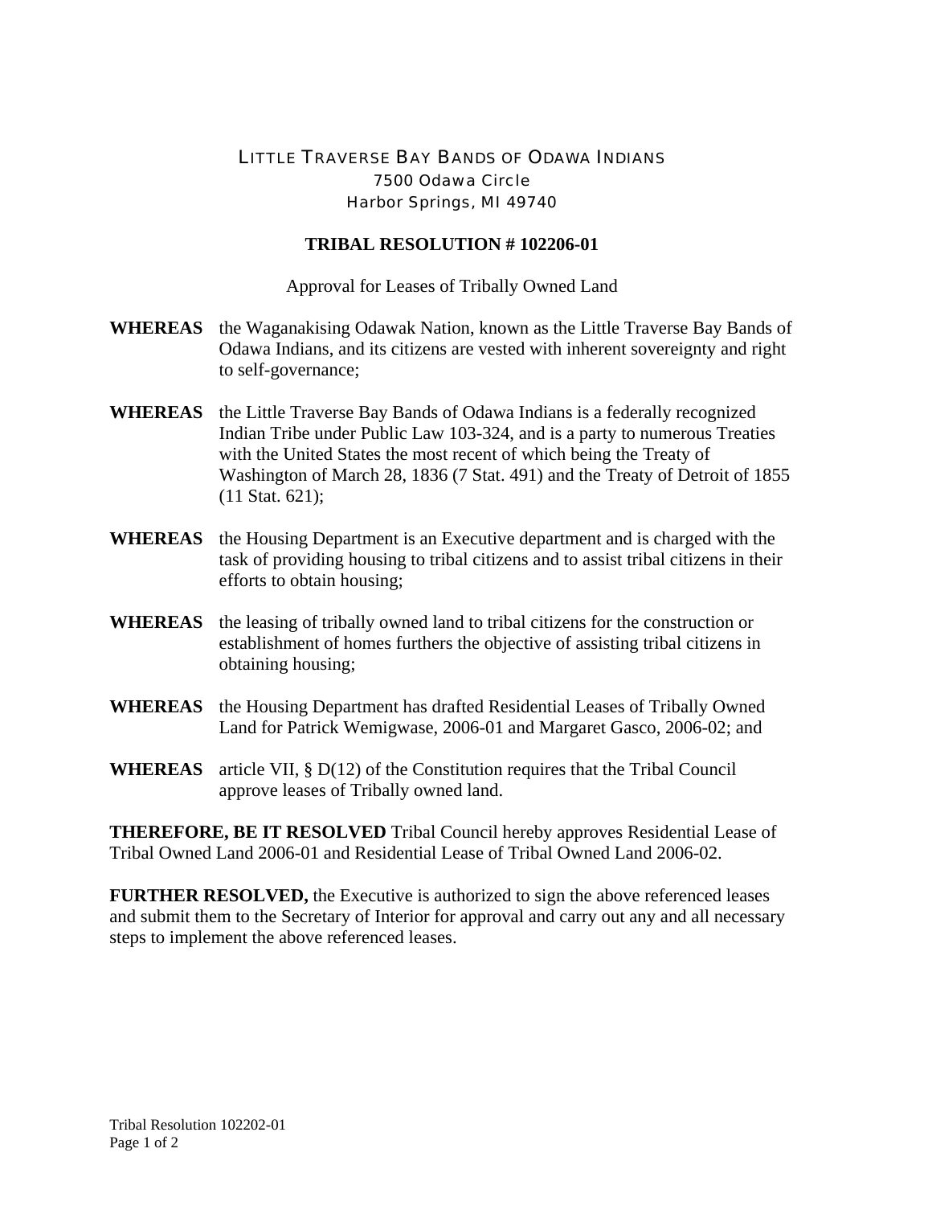# LITTLE TRAVERSE BAY BANDS OF ODAWA INDIANS

7500 Odawa Circle
Harbor Springs, MI 49740

## TRIBAL RESOLUTION # 102206-01

Approval for Leases of Tribally Owned Land

**WHEREAS** the Waganakising Odawak Nation, known as the Little Traverse Bay Bands of Odawa Indians, and its citizens are vested with inherent sovereignty and right to self-governance;

**WHEREAS** the Little Traverse Bay Bands of Odawa Indians is a federally recognized Indian Tribe under Public Law 103-324, and is a party to numerous Treaties with the United States the most recent of which being the Treaty of Washington of March 28, 1836 (7 Stat. 491) and the Treaty of Detroit of 1855 (11 Stat. 621);

**WHEREAS** the Housing Department is an Executive department and is charged with the task of providing housing to tribal citizens and to assist tribal citizens in their efforts to obtain housing;

**WHEREAS** the leasing of tribally owned land to tribal citizens for the construction or establishment of homes furthers the objective of assisting tribal citizens in obtaining housing;

**WHEREAS** the Housing Department has drafted Residential Leases of Tribally Owned Land for Patrick Wemigwase, 2006-01 and Margaret Gasco, 2006-02; and

**WHEREAS** article VII, § D(12) of the Constitution requires that the Tribal Council approve leases of Tribally owned land.

**THEREFORE, BE IT RESOLVED** Tribal Council hereby approves Residential Lease of Tribal Owned Land 2006-01 and Residential Lease of Tribal Owned Land 2006-02.

**FURTHER RESOLVED,** the Executive is authorized to sign the above referenced leases and submit them to the Secretary of Interior for approval and carry out any and all necessary steps to implement the above referenced leases.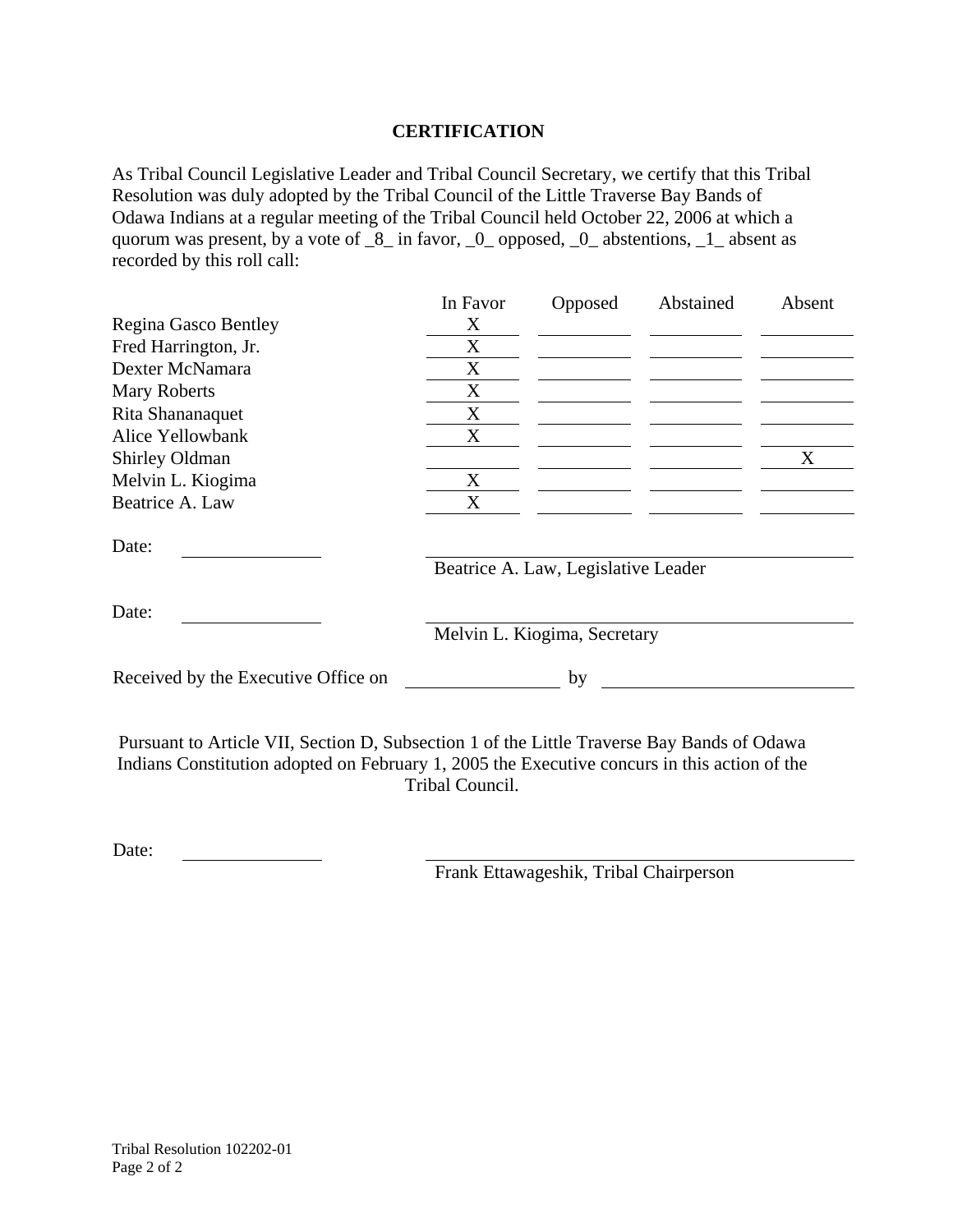**CERTIFICATION**

As Tribal Council Legislative Leader and Tribal Council Secretary, we certify that this Tribal Resolution was duly adopted by the Tribal Council of the Little Traverse Bay Bands of Odawa Indians at a regular meeting of the Tribal Council held October 22, 2006 at which a quorum was present, by a vote of _8_ in favor, _0_ opposed, _0_ abstentions, _1_ absent as recorded by this roll call:

| | In Favor | Opposed | Abstained | Absent |
|---|---|---|---|---|
| Regina Gasco Bentley | X | | | |
| Fred Harrington, Jr. | X | | | |
| Dexter McNamara | X | | | |
| Mary Roberts | X | | | |
| Rita Shananaquet | X | | | |
| Alice Yellowbank | X | | | |
| Shirley Oldman | | | | X |
| Melvin L. Kiogima | X | | | |
| Beatrice A. Law | X | | | |

Date: ______________ ________________________________
Beatrice A. Law, Legislative Leader

Date: ______________ ________________________________
Melvin L. Kiogima, Secretary

Received by the Executive Office on ______________ by ____________________

Pursuant to Article VII, Section D, Subsection 1 of the Little Traverse Bay Bands of Odawa Indians Constitution adopted on February 1, 2005 the Executive concurs in this action of the Tribal Council.

Date: ______________ ________________________________
Frank Ettawageshik, Tribal Chairperson

Tribal Resolution 102202-01